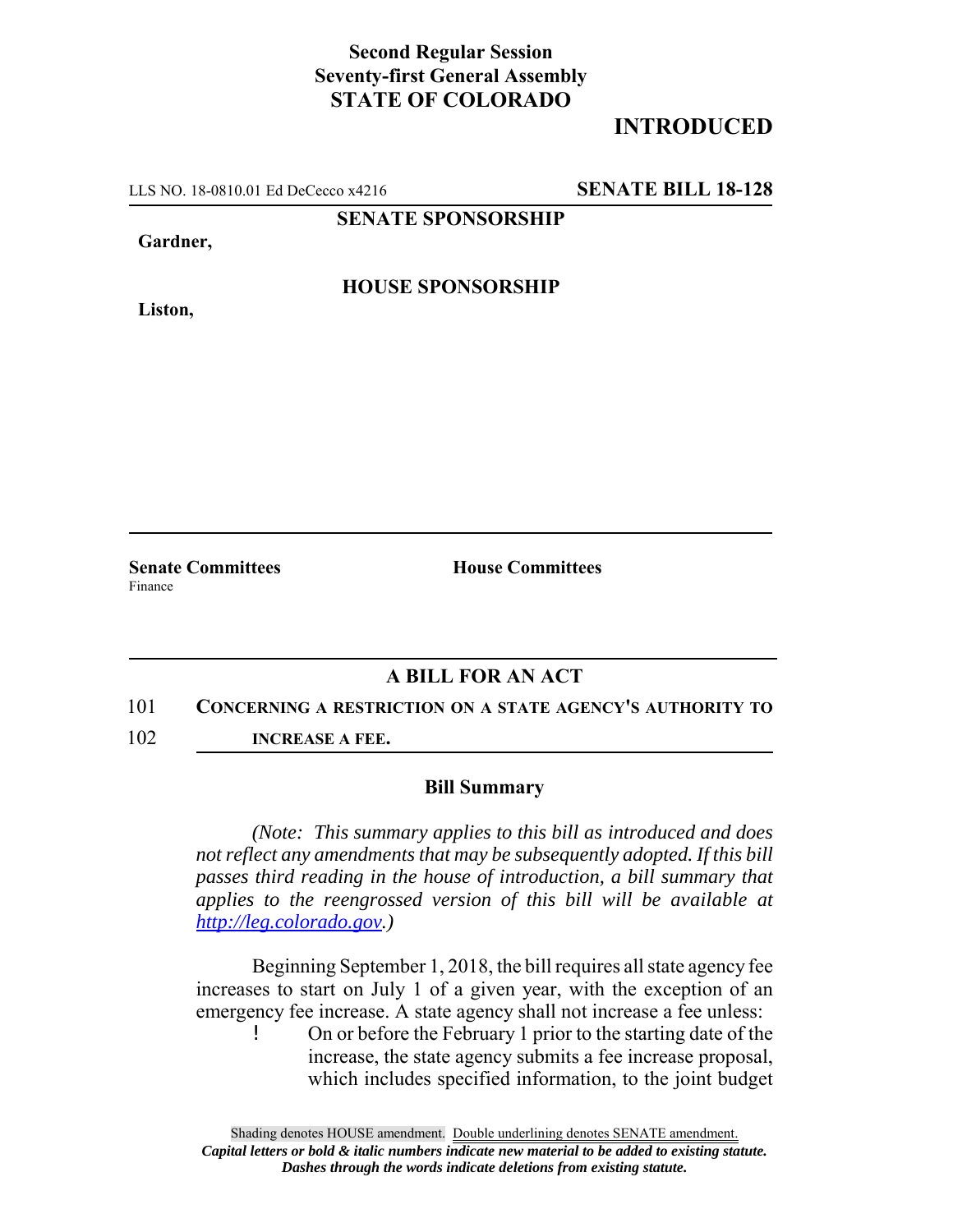**Second Regular Session**
**Seventy-first General Assembly**
**STATE OF COLORADO**

# INTRODUCED

LLS NO. 18-0810.01 Ed DeCecco x4216 **SENATE BILL 18-128**

**SENATE SPONSORSHIP**

**Gardner,**

**HOUSE SPONSORSHIP**

**Liston,**

**Senate Committees**
Finance

**House Committees**

## A BILL FOR AN ACT

101 **CONCERNING A RESTRICTION ON A STATE AGENCY'S AUTHORITY TO**
102 **INCREASE A FEE.**

### Bill Summary

*(Note: This summary applies to this bill as introduced and does not reflect any amendments that may be subsequently adopted. If this bill passes third reading in the house of introduction, a bill summary that applies to the reengrossed version of this bill will be available at http://leg.colorado.gov.)*

Beginning September 1, 2018, the bill requires all state agency fee increases to start on July 1 of a given year, with the exception of an emergency fee increase. A state agency shall not increase a fee unless:

- On or before the February 1 prior to the starting date of the increase, the state agency submits a fee increase proposal, which includes specified information, to the joint budget

Shading denotes HOUSE amendment. Double underlining denotes SENATE amendment.
*Capital letters or bold & italic numbers indicate new material to be added to existing statute.*
*Dashes through the words indicate deletions from existing statute.*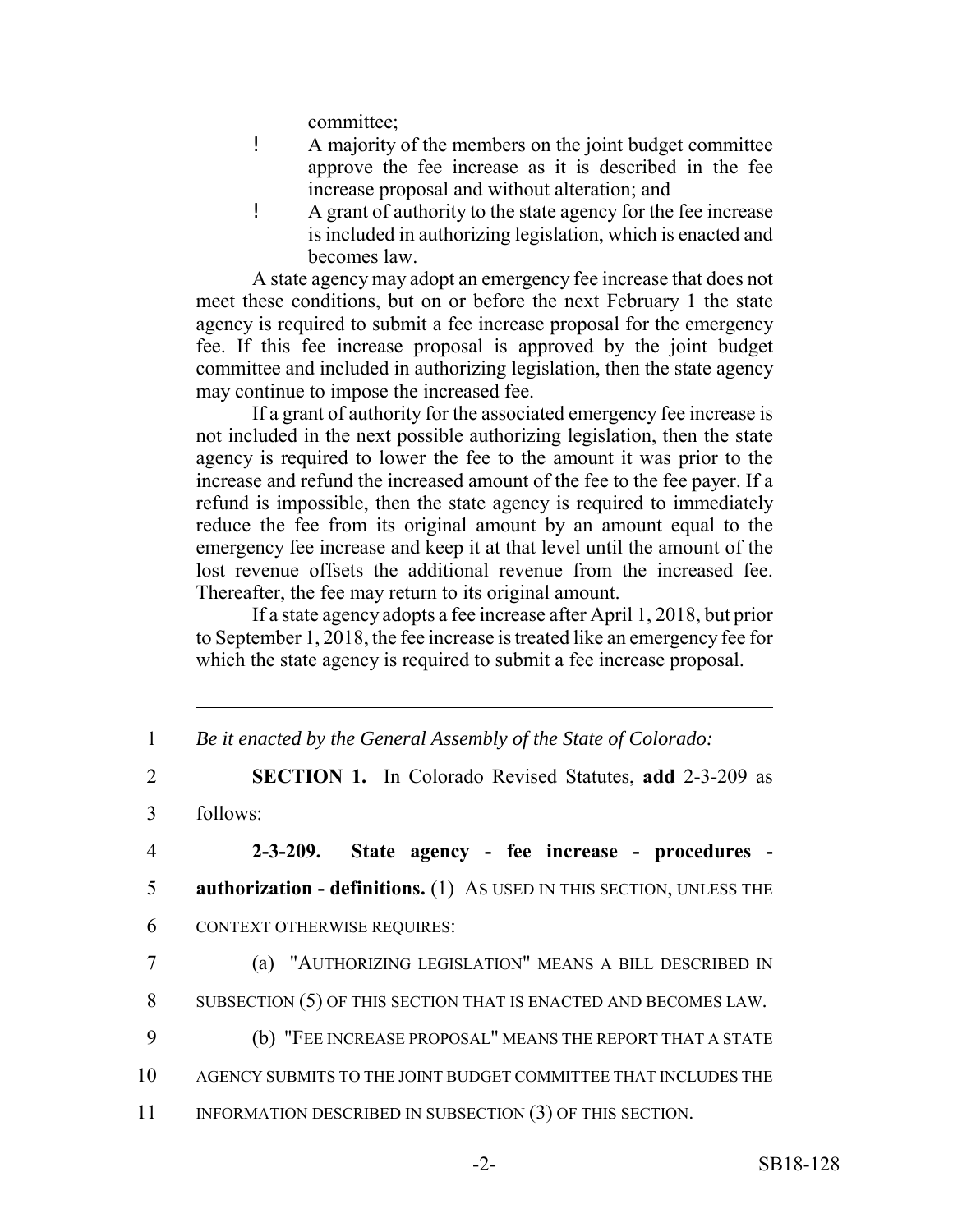committee;

- A majority of the members on the joint budget committee approve the fee increase as it is described in the fee increase proposal and without alteration; and
- A grant of authority to the state agency for the fee increase is included in authorizing legislation, which is enacted and becomes law.

A state agency may adopt an emergency fee increase that does not meet these conditions, but on or before the next February 1 the state agency is required to submit a fee increase proposal for the emergency fee. If this fee increase proposal is approved by the joint budget committee and included in authorizing legislation, then the state agency may continue to impose the increased fee.

If a grant of authority for the associated emergency fee increase is not included in the next possible authorizing legislation, then the state agency is required to lower the fee to the amount it was prior to the increase and refund the increased amount of the fee to the fee payer. If a refund is impossible, then the state agency is required to immediately reduce the fee from its original amount by an amount equal to the emergency fee increase and keep it at that level until the amount of the lost revenue offsets the additional revenue from the increased fee. Thereafter, the fee may return to its original amount.

If a state agency adopts a fee increase after April 1, 2018, but prior to September 1, 2018, the fee increase is treated like an emergency fee for which the state agency is required to submit a fee increase proposal.

---

1 *Be it enacted by the General Assembly of the State of Colorado:*

2 **SECTION 1.** In Colorado Revised Statutes, **add** 2-3-209 as
3 follows:

4 **2-3-209. State agency - fee increase - procedures -**
5 **authorization - definitions.** (1) AS USED IN THIS SECTION, UNLESS THE
6 CONTEXT OTHERWISE REQUIRES:

7 (a) "AUTHORIZING LEGISLATION" MEANS A BILL DESCRIBED IN
8 SUBSECTION (5) OF THIS SECTION THAT IS ENACTED AND BECOMES LAW.

9 (b) "FEE INCREASE PROPOSAL" MEANS THE REPORT THAT A STATE
10 AGENCY SUBMITS TO THE JOINT BUDGET COMMITTEE THAT INCLUDES THE
11 INFORMATION DESCRIBED IN SUBSECTION (3) OF THIS SECTION.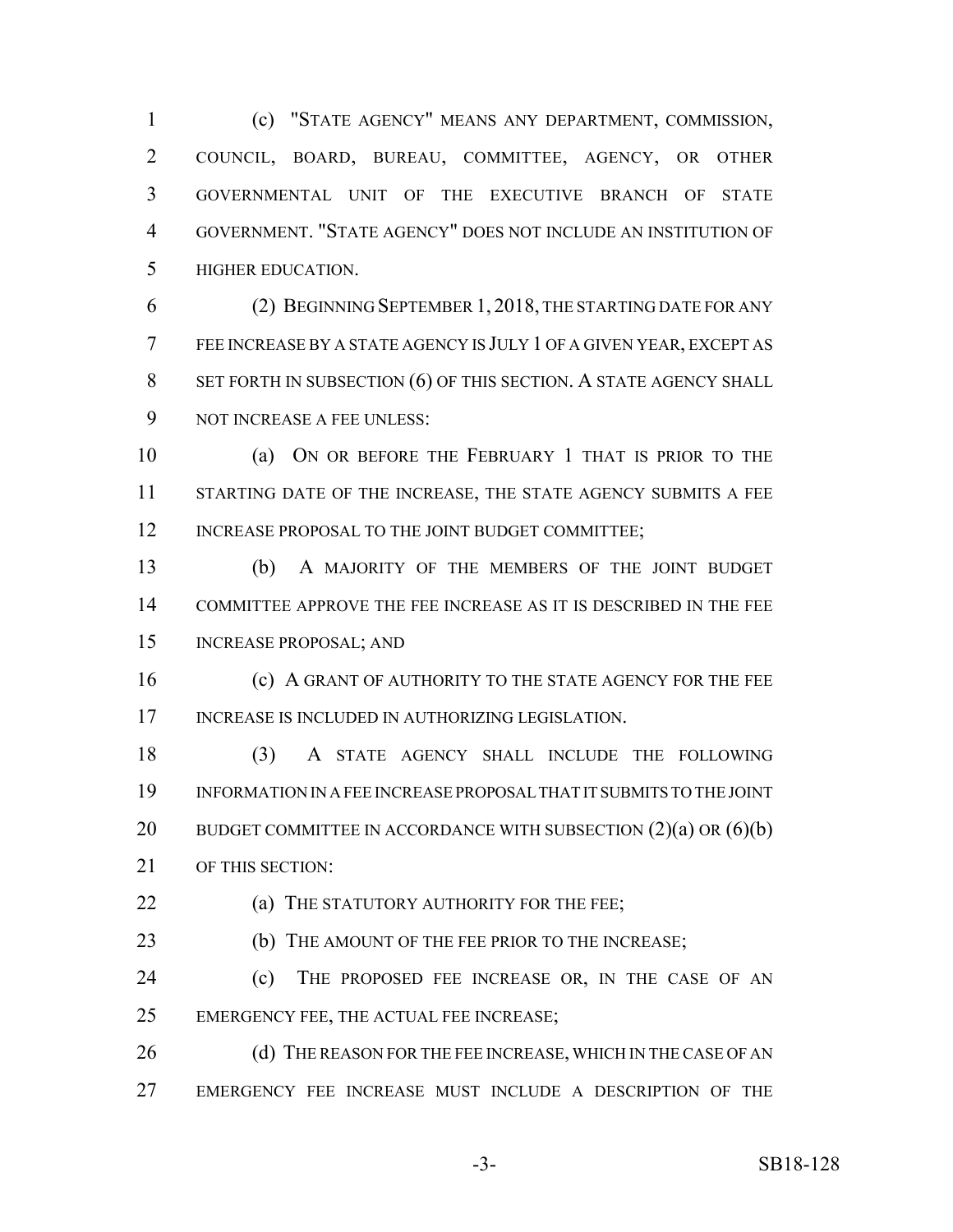(c) "STATE AGENCY" MEANS ANY DEPARTMENT, COMMISSION, COUNCIL, BOARD, BUREAU, COMMITTEE, AGENCY, OR OTHER GOVERNMENTAL UNIT OF THE EXECUTIVE BRANCH OF STATE GOVERNMENT. "STATE AGENCY" DOES NOT INCLUDE AN INSTITUTION OF HIGHER EDUCATION.

(2) BEGINNING SEPTEMBER 1, 2018, THE STARTING DATE FOR ANY FEE INCREASE BY A STATE AGENCY IS JULY 1 OF A GIVEN YEAR, EXCEPT AS SET FORTH IN SUBSECTION (6) OF THIS SECTION. A STATE AGENCY SHALL NOT INCREASE A FEE UNLESS:

(a) ON OR BEFORE THE FEBRUARY 1 THAT IS PRIOR TO THE STARTING DATE OF THE INCREASE, THE STATE AGENCY SUBMITS A FEE INCREASE PROPOSAL TO THE JOINT BUDGET COMMITTEE;

(b) A MAJORITY OF THE MEMBERS OF THE JOINT BUDGET COMMITTEE APPROVE THE FEE INCREASE AS IT IS DESCRIBED IN THE FEE INCREASE PROPOSAL; AND

(c) A GRANT OF AUTHORITY TO THE STATE AGENCY FOR THE FEE INCREASE IS INCLUDED IN AUTHORIZING LEGISLATION.

(3) A STATE AGENCY SHALL INCLUDE THE FOLLOWING INFORMATION IN A FEE INCREASE PROPOSAL THAT IT SUBMITS TO THE JOINT BUDGET COMMITTEE IN ACCORDANCE WITH SUBSECTION (2)(a) OR (6)(b) OF THIS SECTION:

(a) THE STATUTORY AUTHORITY FOR THE FEE;

(b) THE AMOUNT OF THE FEE PRIOR TO THE INCREASE;

(c) THE PROPOSED FEE INCREASE OR, IN THE CASE OF AN EMERGENCY FEE, THE ACTUAL FEE INCREASE;

(d) THE REASON FOR THE FEE INCREASE, WHICH IN THE CASE OF AN EMERGENCY FEE INCREASE MUST INCLUDE A DESCRIPTION OF THE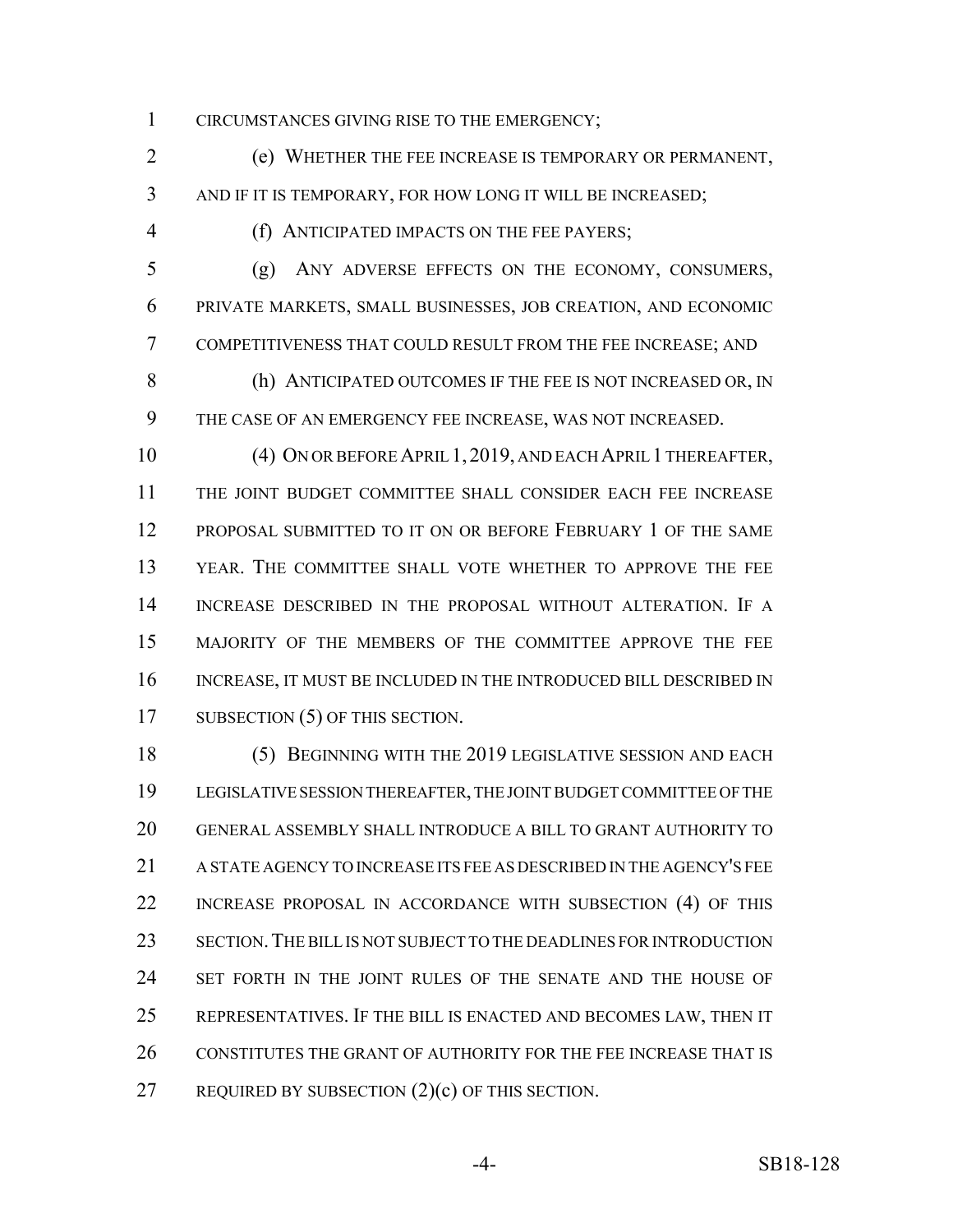CIRCUMSTANCES GIVING RISE TO THE EMERGENCY;

(e) WHETHER THE FEE INCREASE IS TEMPORARY OR PERMANENT, AND IF IT IS TEMPORARY, FOR HOW LONG IT WILL BE INCREASED;

(f) ANTICIPATED IMPACTS ON THE FEE PAYERS;

(g) ANY ADVERSE EFFECTS ON THE ECONOMY, CONSUMERS, PRIVATE MARKETS, SMALL BUSINESSES, JOB CREATION, AND ECONOMIC COMPETITIVENESS THAT COULD RESULT FROM THE FEE INCREASE; AND

(h) ANTICIPATED OUTCOMES IF THE FEE IS NOT INCREASED OR, IN THE CASE OF AN EMERGENCY FEE INCREASE, WAS NOT INCREASED.

(4) ON OR BEFORE APRIL 1, 2019, AND EACH APRIL 1 THEREAFTER, THE JOINT BUDGET COMMITTEE SHALL CONSIDER EACH FEE INCREASE PROPOSAL SUBMITTED TO IT ON OR BEFORE FEBRUARY 1 OF THE SAME YEAR. THE COMMITTEE SHALL VOTE WHETHER TO APPROVE THE FEE INCREASE DESCRIBED IN THE PROPOSAL WITHOUT ALTERATION. IF A MAJORITY OF THE MEMBERS OF THE COMMITTEE APPROVE THE FEE INCREASE, IT MUST BE INCLUDED IN THE INTRODUCED BILL DESCRIBED IN SUBSECTION (5) OF THIS SECTION.

(5) BEGINNING WITH THE 2019 LEGISLATIVE SESSION AND EACH LEGISLATIVE SESSION THEREAFTER, THE JOINT BUDGET COMMITTEE OF THE GENERAL ASSEMBLY SHALL INTRODUCE A BILL TO GRANT AUTHORITY TO A STATE AGENCY TO INCREASE ITS FEE AS DESCRIBED IN THE AGENCY'S FEE INCREASE PROPOSAL IN ACCORDANCE WITH SUBSECTION (4) OF THIS SECTION. THE BILL IS NOT SUBJECT TO THE DEADLINES FOR INTRODUCTION SET FORTH IN THE JOINT RULES OF THE SENATE AND THE HOUSE OF REPRESENTATIVES. IF THE BILL IS ENACTED AND BECOMES LAW, THEN IT CONSTITUTES THE GRANT OF AUTHORITY FOR THE FEE INCREASE THAT IS REQUIRED BY SUBSECTION (2)(c) OF THIS SECTION.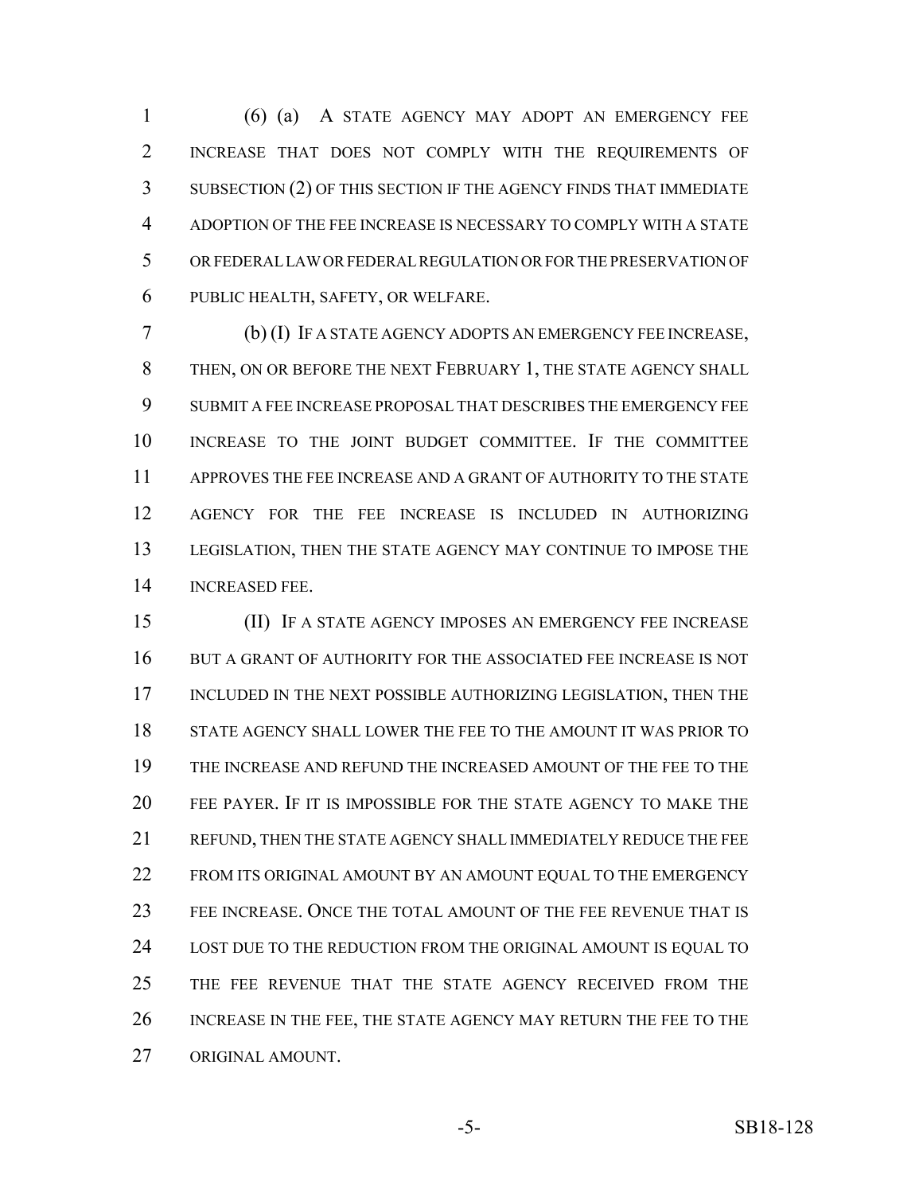(6) (a) A STATE AGENCY MAY ADOPT AN EMERGENCY FEE INCREASE THAT DOES NOT COMPLY WITH THE REQUIREMENTS OF SUBSECTION (2) OF THIS SECTION IF THE AGENCY FINDS THAT IMMEDIATE ADOPTION OF THE FEE INCREASE IS NECESSARY TO COMPLY WITH A STATE OR FEDERAL LAW OR FEDERAL REGULATION OR FOR THE PRESERVATION OF PUBLIC HEALTH, SAFETY, OR WELFARE.

(b) (I) IF A STATE AGENCY ADOPTS AN EMERGENCY FEE INCREASE, THEN, ON OR BEFORE THE NEXT FEBRUARY 1, THE STATE AGENCY SHALL SUBMIT A FEE INCREASE PROPOSAL THAT DESCRIBES THE EMERGENCY FEE INCREASE TO THE JOINT BUDGET COMMITTEE. IF THE COMMITTEE APPROVES THE FEE INCREASE AND A GRANT OF AUTHORITY TO THE STATE AGENCY FOR THE FEE INCREASE IS INCLUDED IN AUTHORIZING LEGISLATION, THEN THE STATE AGENCY MAY CONTINUE TO IMPOSE THE INCREASED FEE.

(II) IF A STATE AGENCY IMPOSES AN EMERGENCY FEE INCREASE BUT A GRANT OF AUTHORITY FOR THE ASSOCIATED FEE INCREASE IS NOT INCLUDED IN THE NEXT POSSIBLE AUTHORIZING LEGISLATION, THEN THE STATE AGENCY SHALL LOWER THE FEE TO THE AMOUNT IT WAS PRIOR TO THE INCREASE AND REFUND THE INCREASED AMOUNT OF THE FEE TO THE FEE PAYER. IF IT IS IMPOSSIBLE FOR THE STATE AGENCY TO MAKE THE REFUND, THEN THE STATE AGENCY SHALL IMMEDIATELY REDUCE THE FEE FROM ITS ORIGINAL AMOUNT BY AN AMOUNT EQUAL TO THE EMERGENCY FEE INCREASE. ONCE THE TOTAL AMOUNT OF THE FEE REVENUE THAT IS LOST DUE TO THE REDUCTION FROM THE ORIGINAL AMOUNT IS EQUAL TO THE FEE REVENUE THAT THE STATE AGENCY RECEIVED FROM THE INCREASE IN THE FEE, THE STATE AGENCY MAY RETURN THE FEE TO THE ORIGINAL AMOUNT.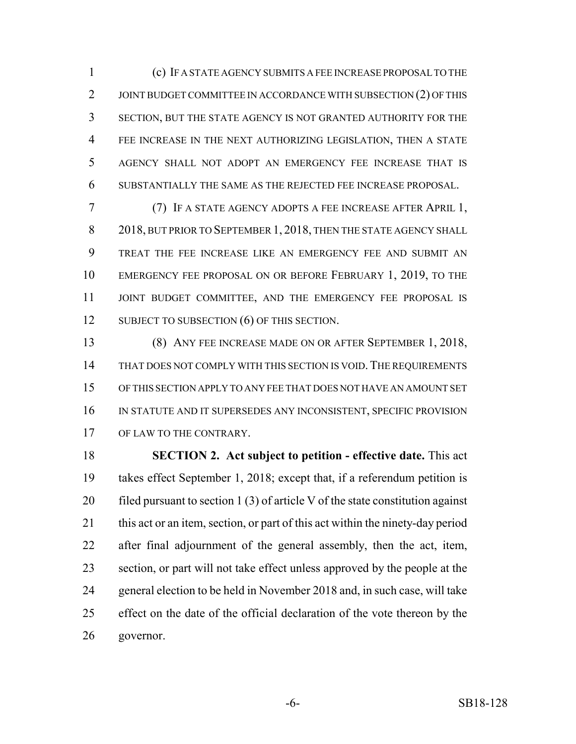(c) IF A STATE AGENCY SUBMITS A FEE INCREASE PROPOSAL TO THE JOINT BUDGET COMMITTEE IN ACCORDANCE WITH SUBSECTION (2) OF THIS SECTION, BUT THE STATE AGENCY IS NOT GRANTED AUTHORITY FOR THE FEE INCREASE IN THE NEXT AUTHORIZING LEGISLATION, THEN A STATE AGENCY SHALL NOT ADOPT AN EMERGENCY FEE INCREASE THAT IS SUBSTANTIALLY THE SAME AS THE REJECTED FEE INCREASE PROPOSAL.

(7) IF A STATE AGENCY ADOPTS A FEE INCREASE AFTER APRIL 1, 2018, BUT PRIOR TO SEPTEMBER 1, 2018, THEN THE STATE AGENCY SHALL TREAT THE FEE INCREASE LIKE AN EMERGENCY FEE AND SUBMIT AN EMERGENCY FEE PROPOSAL ON OR BEFORE FEBRUARY 1, 2019, TO THE JOINT BUDGET COMMITTEE, AND THE EMERGENCY FEE PROPOSAL IS SUBJECT TO SUBSECTION (6) OF THIS SECTION.

(8) ANY FEE INCREASE MADE ON OR AFTER SEPTEMBER 1, 2018, THAT DOES NOT COMPLY WITH THIS SECTION IS VOID. THE REQUIREMENTS OF THIS SECTION APPLY TO ANY FEE THAT DOES NOT HAVE AN AMOUNT SET IN STATUTE AND IT SUPERSEDES ANY INCONSISTENT, SPECIFIC PROVISION OF LAW TO THE CONTRARY.

**SECTION 2. Act subject to petition - effective date.** This act takes effect September 1, 2018; except that, if a referendum petition is filed pursuant to section 1 (3) of article V of the state constitution against this act or an item, section, or part of this act within the ninety-day period after final adjournment of the general assembly, then the act, item, section, or part will not take effect unless approved by the people at the general election to be held in November 2018 and, in such case, will take effect on the date of the official declaration of the vote thereon by the governor.